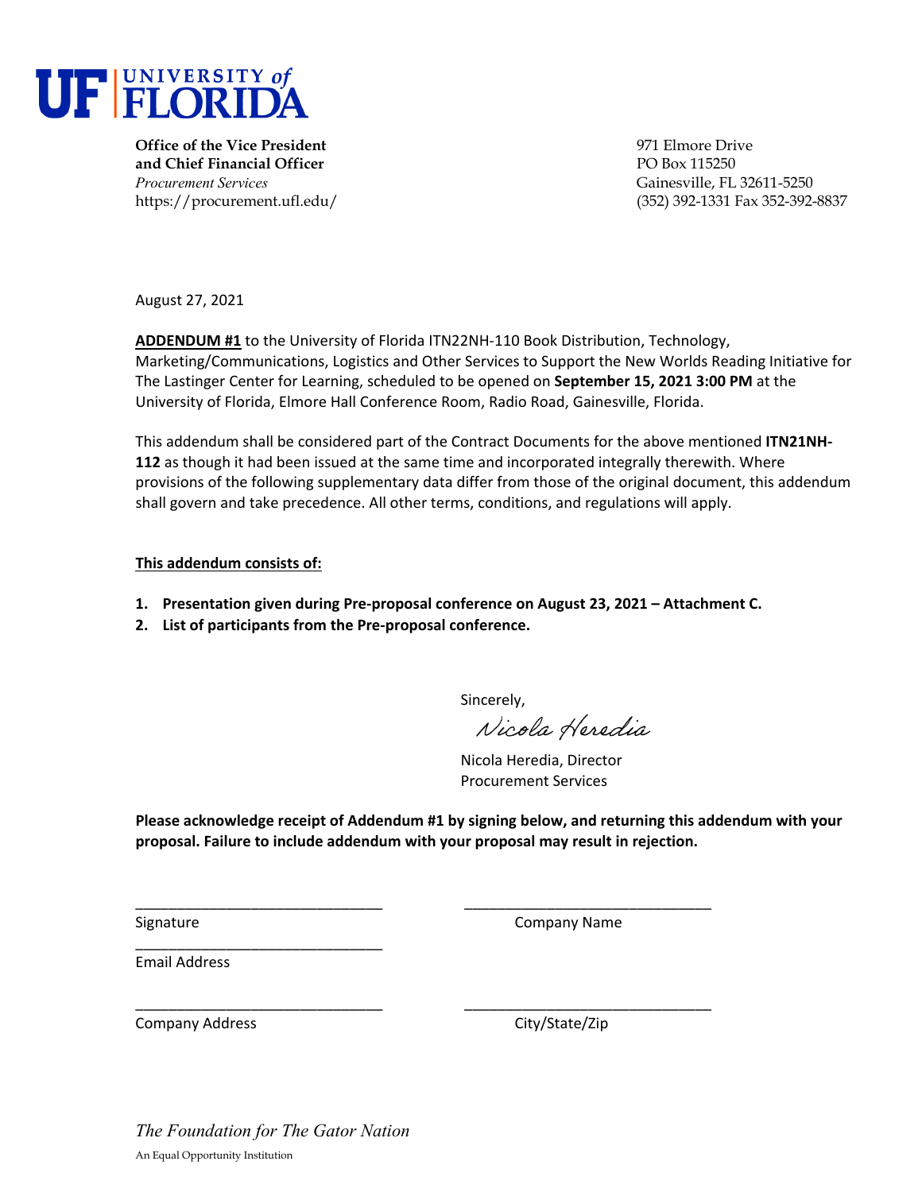# UF | UNIVERSITY of FLORIDA

**Office of the Vice President and Chief Financial Officer**
*Procurement Services*
https://procurement.ufl.edu/

971 Elmore Drive
PO Box 115250
Gainesville, FL 32611-5250
(352) 392-1331 Fax 352-392-8837

August 27, 2021

**ADDENDUM #1** to the University of Florida ITN22NH-110 Book Distribution, Technology, Marketing/Communications, Logistics and Other Services to Support the New Worlds Reading Initiative for The Lastinger Center for Learning, scheduled to be opened on **September 15, 2021 3:00 PM** at the University of Florida, Elmore Hall Conference Room, Radio Road, Gainesville, Florida.

This addendum shall be considered part of the Contract Documents for the above mentioned **ITN21NH-112** as though it had been issued at the same time and incorporated integrally therewith. Where provisions of the following supplementary data differ from those of the original document, this addendum shall govern and take precedence. All other terms, conditions, and regulations will apply.

**This addendum consists of:**

1. **Presentation given during Pre-proposal conference on August 23, 2021 – Attachment C.**
2. **List of participants from the Pre-proposal conference.**

Sincerely,

*Nicola Heredia*

Nicola Heredia, Director
Procurement Services

**Please acknowledge receipt of Addendum #1 by signing below, and returning this addendum with your proposal. Failure to include addendum with your proposal may result in rejection.**

\_\_\_\_\_\_\_\_\_\_\_\_\_\_\_\_\_\_\_\_\_\_\_\_\_\_\_\_\_\_
Signature

\_\_\_\_\_\_\_\_\_\_\_\_\_\_\_\_\_\_\_\_\_\_\_\_\_\_\_\_\_\_
Company Name

\_\_\_\_\_\_\_\_\_\_\_\_\_\_\_\_\_\_\_\_\_\_\_\_\_\_\_\_\_\_
Email Address

\_\_\_\_\_\_\_\_\_\_\_\_\_\_\_\_\_\_\_\_\_\_\_\_\_\_\_\_\_\_
Company Address

\_\_\_\_\_\_\_\_\_\_\_\_\_\_\_\_\_\_\_\_\_\_\_\_\_\_\_\_\_\_
City/State/Zip

*The Foundation for The Gator Nation*

An Equal Opportunity Institution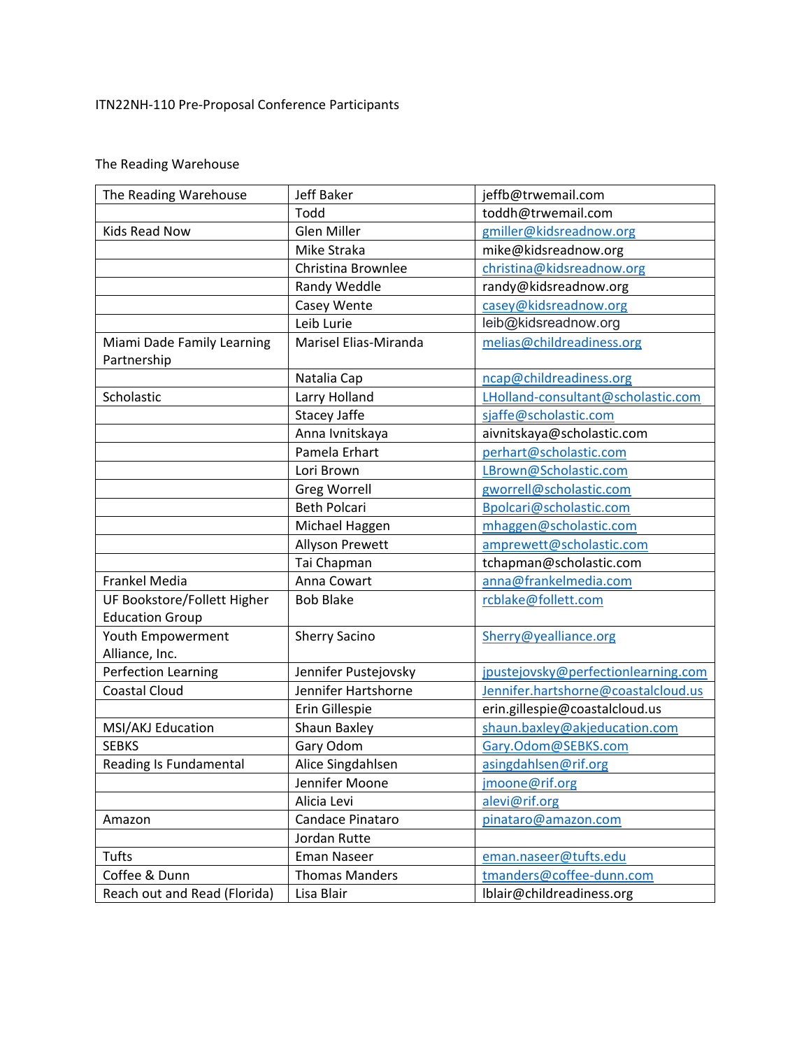ITN22NH-110 Pre-Proposal Conference Participants

The Reading Warehouse

| | | |
|---|---|---|
| The Reading Warehouse | Jeff Baker | jeffb@trwemail.com |
| | Todd | toddh@trwemail.com |
| Kids Read Now | Glen Miller | gmiller@kidsreadnow.org |
| | Mike Straka | mike@kidsreadnow.org |
| | Christina Brownlee | christina@kidsreadnow.org |
| | Randy Weddle | randy@kidsreadnow.org |
| | Casey Wente | casey@kidsreadnow.org |
| | Leib Lurie | leib@kidsreadnow.org |
| Miami Dade Family Learning Partnership | Marisel Elias-Miranda | melias@childreadiness.org |
| | Natalia Cap | ncap@childreadiness.org |
| Scholastic | Larry Holland | LHolland-consultant@scholastic.com |
| | Stacey Jaffe | sjaffe@scholastic.com |
| | Anna Ivnitskaya | aivnitskaya@scholastic.com |
| | Pamela Erhart | perhart@scholastic.com |
| | Lori Brown | LBrown@Scholastic.com |
| | Greg Worrell | gworrell@scholastic.com |
| | Beth Polcari | Bpolcari@scholastic.com |
| | Michael Haggen | mhaggen@scholastic.com |
| | Allyson Prewett | amprewett@scholastic.com |
| | Tai Chapman | tchapman@scholastic.com |
| Frankel Media | Anna Cowart | anna@frankelmedia.com |
| UF Bookstore/Follett Higher Education Group | Bob Blake | rcblake@follett.com |
| Youth Empowerment Alliance, Inc. | Sherry Sacino | Sherry@yealliance.org |
| Perfection Learning | Jennifer Pustejovsky | jpustejovsky@perfectionlearning.com |
| Coastal Cloud | Jennifer Hartshorne | Jennifer.hartshorne@coastalcloud.us |
| | Erin Gillespie | erin.gillespie@coastalcloud.us |
| MSI/AKJ Education | Shaun Baxley | shaun.baxley@akjeducation.com |
| SEBKS | Gary Odom | Gary.Odom@SEBKS.com |
| Reading Is Fundamental | Alice Singdahlsen | asingdahlsen@rif.org |
| | Jennifer Moone | jmoone@rif.org |
| | Alicia Levi | alevi@rif.org |
| Amazon | Candace Pinataro | pinataro@amazon.com |
| | Jordan Rutte | |
| Tufts | Eman Naseer | eman.naseer@tufts.edu |
| Coffee & Dunn | Thomas Manders | tmanders@coffee-dunn.com |
| Reach out and Read (Florida) | Lisa Blair | lblair@childreadiness.org |